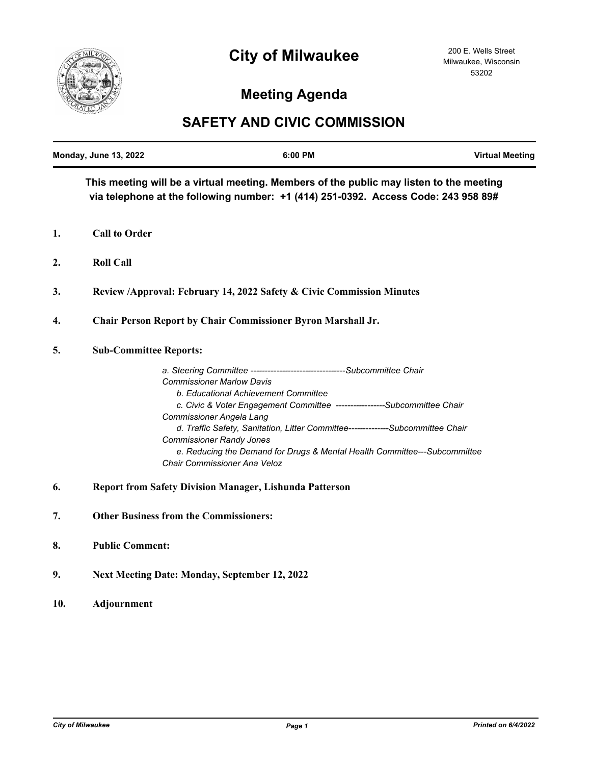# City of Milwaukee

200 E. Wells Street
Milwaukee, Wisconsin
53202

## Meeting Agenda

## SAFETY AND CIVIC COMMISSION

**Monday, June 13, 2022** | **6:00 PM** | **Virtual Meeting**

**This meeting will be a virtual meeting. Members of the public may listen to the meeting via telephone at the following number: +1 (414) 251-0392. Access Code: 243 958 89#**

1. **Call to Order**

2. **Roll Call**

3. **Review /Approval: February 14, 2022 Safety & Civic Commission Minutes**

4. **Chair Person Report by Chair Commissioner Byron Marshall Jr.**

5. **Sub-Committee Reports:**

   *a. Steering Committee ---------------------------------Subcommittee Chair Commissioner Marlow Davis*
   *b. Educational Achievement Committee*
   *c. Civic & Voter Engagement Committee -----------------Subcommittee Chair Commissioner Angela Lang*
   *d. Traffic Safety, Sanitation, Litter Committee--------------Subcommittee Chair Commissioner Randy Jones*
   *e. Reducing the Demand for Drugs & Mental Health Committee---Subcommittee Chair Commissioner Ana Veloz*

6. **Report from Safety Division Manager, Lishunda Patterson**

7. **Other Business from the Commissioners:**

8. **Public Comment:**

9. **Next Meeting Date: Monday, September 12, 2022**

10. **Adjournment**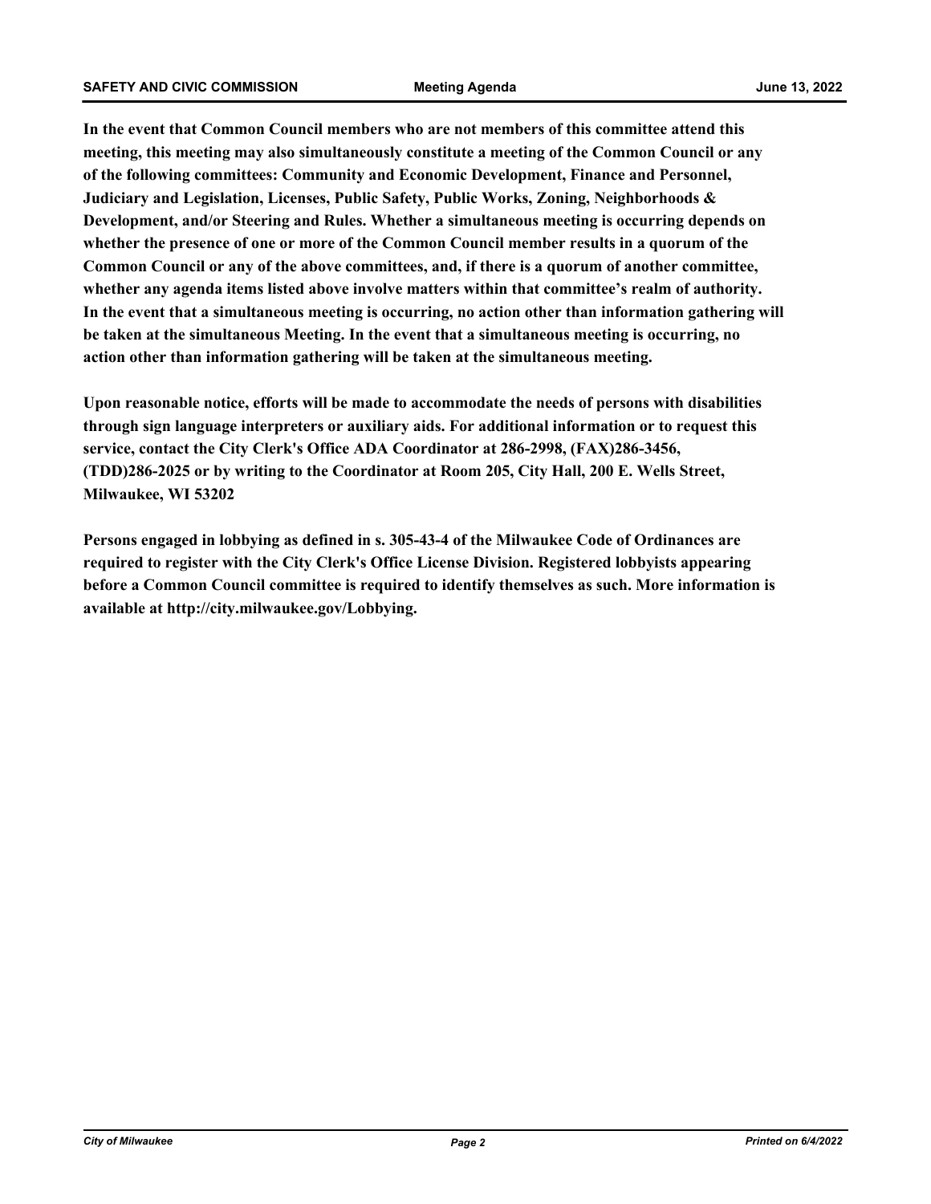**In the event that Common Council members who are not members of this committee attend this meeting, this meeting may also simultaneously constitute a meeting of the Common Council or any of the following committees: Community and Economic Development, Finance and Personnel, Judiciary and Legislation, Licenses, Public Safety, Public Works, Zoning, Neighborhoods & Development, and/or Steering and Rules. Whether a simultaneous meeting is occurring depends on whether the presence of one or more of the Common Council member results in a quorum of the Common Council or any of the above committees, and, if there is a quorum of another committee, whether any agenda items listed above involve matters within that committee's realm of authority. In the event that a simultaneous meeting is occurring, no action other than information gathering will be taken at the simultaneous Meeting. In the event that a simultaneous meeting is occurring, no action other than information gathering will be taken at the simultaneous meeting.**

**Upon reasonable notice, efforts will be made to accommodate the needs of persons with disabilities through sign language interpreters or auxiliary aids. For additional information or to request this service, contact the City Clerk's Office ADA Coordinator at 286-2998, (FAX)286-3456, (TDD)286-2025 or by writing to the Coordinator at Room 205, City Hall, 200 E. Wells Street, Milwaukee, WI 53202**

**Persons engaged in lobbying as defined in s. 305-43-4 of the Milwaukee Code of Ordinances are required to register with the City Clerk's Office License Division. Registered lobbyists appearing before a Common Council committee is required to identify themselves as such. More information is available at http://city.milwaukee.gov/Lobbying.**